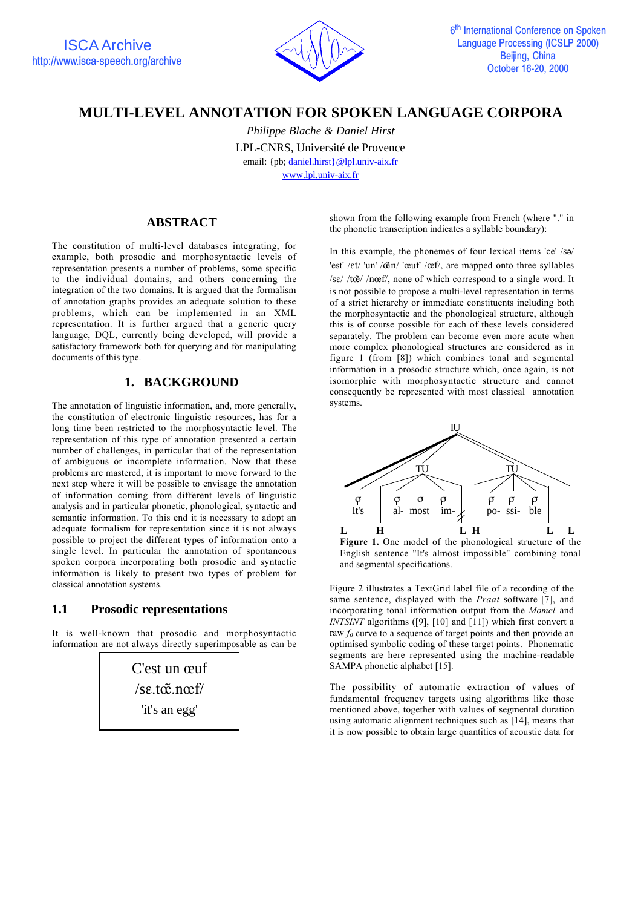# MULTI-LEVEL ANNOTATION FOR SPOKEN LANGUAGE CORPORA

*Philippe Blache & Daniel Hirst*

LPL-CNRS, Université de Provence

email: {pb; daniel.hirst}@lpl.univ-aix.fr

www.lpl.univ-aix.fr

## ABSTRACT

The constitution of multi-level databases integrating, for example, both prosodic and morphosyntactic levels of representation presents a number of problems, some specific to the individual domains, and others concerning the integration of the two domains. It is argued that the formalism of annotation graphs provides an adequate solution to these problems, which can be implemented in an XML representation. It is further argued that a generic query language, DQL, currently being developed, will provide a satisfactory framework both for querying and for manipulating documents of this type.

## 1. BACKGROUND

The annotation of linguistic information, and, more generally, the constitution of electronic linguistic resources, has for a long time been restricted to the morphosyntactic level. The representation of this type of annotation presented a certain number of challenges, in particular that of the representation of ambiguous or incomplete information. Now that these problems are mastered, it is important to move forward to the next step where it will be possible to envisage the annotation of information coming from different levels of linguistic analysis and in particular phonetic, phonological, syntactic and semantic information. To this end it is necessary to adopt an adequate formalism for representation since it is not always possible to project the different types of information onto a single level. In particular the annotation of spontaneous spoken corpora incorporating both prosodic and syntactic information is likely to present two types of problem for classical annotation systems.

### 1.1 Prosodic representations

It is well-known that prosodic and morphosyntactic information are not always directly superimposable as can be shown from the following example from French (where "." in the phonetic transcription indicates a syllable boundary):

| C'est un œuf |
|---|
| /sɛ.tœ̃.nœf/ |
| 'it's an egg' |

In this example, the phonemes of four lexical items 'ce' /sə/ 'est' /ɛt/ 'un' /œ̃n/ 'œuf' /œf/, are mapped onto three syllables /sɛ/ /tœ̃/ /nœf/, none of which correspond to a single word. It is not possible to propose a multi-level representation in terms of a strict hierarchy or immediate constituents including both the morphosyntactic and the phonological structure, although this is of course possible for each of these levels considered separately. The problem can become even more acute when more complex phonological structures are considered as in figure 1 (from [8]) which combines tonal and segmental information in a prosodic structure which, once again, is not isomorphic with morphosyntactic structure and cannot consequently be represented with most classical annotation systems.

**Figure 1.** One model of the phonological structure of the English sentence "It's almost impossible" combining tonal and segmental specifications.

Figure 2 illustrates a TextGrid label file of a recording of the same sentence, displayed with the *Praat* software [7], and incorporating tonal information output from the *Momel* and *INTSINT* algorithms ([9], [10] and [11]) which first convert a raw $f_0$ curve to a sequence of target points and then provide an optimised symbolic coding of these target points. Phonematic segments are here represented using the machine-readable SAMPA phonetic alphabet [15].

The possibility of automatic extraction of values of fundamental frequency targets using algorithms like those mentioned above, together with values of segmental duration using automatic alignment techniques such as [14], means that it is now possible to obtain large quantities of acoustic data for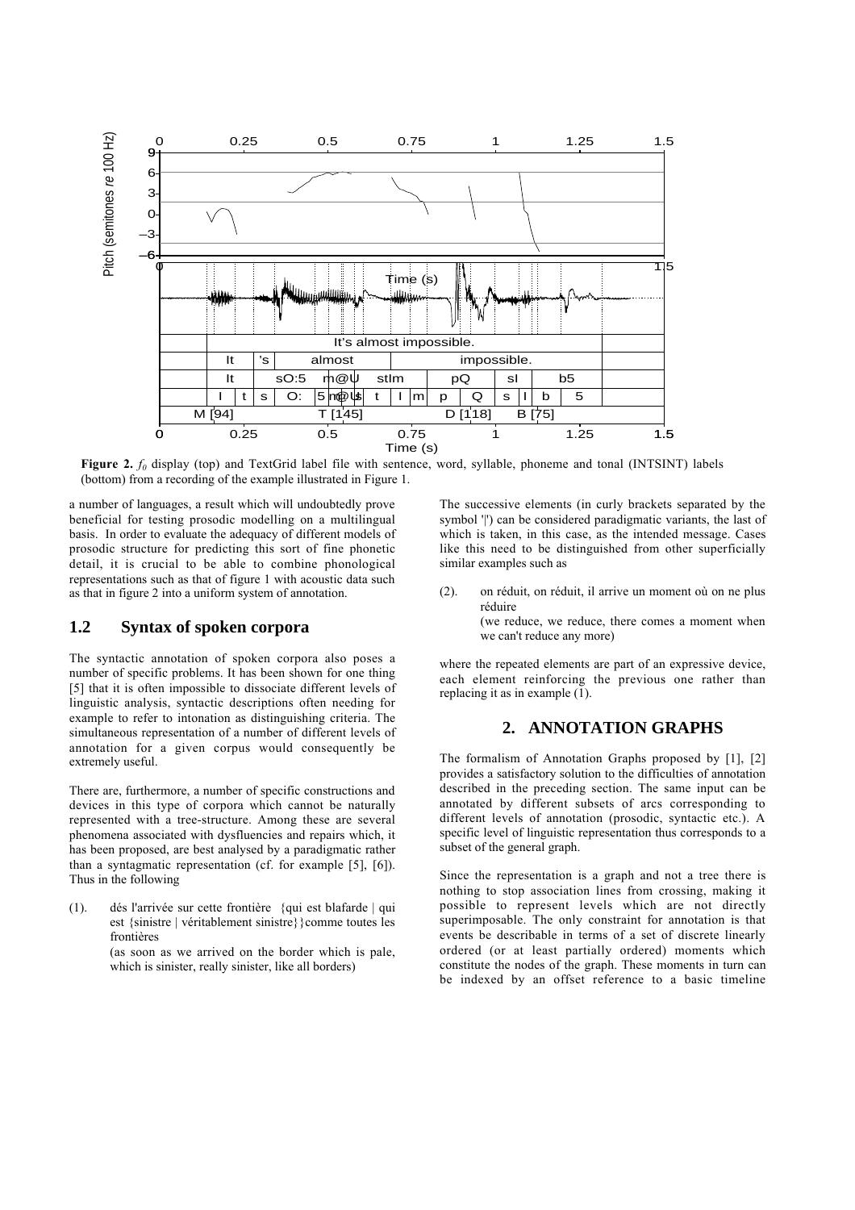**Figure 2.** $f_0$ display (top) and TextGrid label file with sentence, word, syllable, phoneme and tonal (INTSINT) labels (bottom) from a recording of the example illustrated in Figure 1.

a number of languages, a result which will undoubtedly prove beneficial for testing prosodic modelling on a multilingual basis. In order to evaluate the adequacy of different models of prosodic structure for predicting this sort of fine phonetic detail, it is crucial to be able to combine phonological representations such as that of figure 1 with acoustic data such as that in figure 2 into a uniform system of annotation.

## 1.2 Syntax of spoken corpora

The syntactic annotation of spoken corpora also poses a number of specific problems. It has been shown for one thing [5] that it is often impossible to dissociate different levels of linguistic analysis, syntactic descriptions often needing for example to refer to intonation as distinguishing criteria. The simultaneous representation of a number of different levels of annotation for a given corpus would consequently be extremely useful.

There are, furthermore, a number of specific constructions and devices in this type of corpora which cannot be naturally represented with a tree-structure. Among these are several phenomena associated with dysfluencies and repairs which, it has been proposed, are best analysed by a paradigmatic rather than a syntagmatic representation (cf. for example [5], [6]). Thus in the following

(1). dés l'arrivée sur cette frontière {qui est blafarde | qui est {sinistre | véritablement sinistre}}comme toutes les frontières

(as soon as we arrived on the border which is pale, which is sinister, really sinister, like all borders)

The successive elements (in curly brackets separated by the symbol '|') can be considered paradigmatic variants, the last of which is taken, in this case, as the intended message. Cases like this need to be distinguished from other superficially similar examples such as

(2). on réduit, on réduit, il arrive un moment où on ne plus réduire

(we reduce, we reduce, there comes a moment when we can't reduce any more)

where the repeated elements are part of an expressive device, each element reinforcing the previous one rather than replacing it as in example (1).

# 2. ANNOTATION GRAPHS

The formalism of Annotation Graphs proposed by [1], [2] provides a satisfactory solution to the difficulties of annotation described in the preceding section. The same input can be annotated by different subsets of arcs corresponding to different levels of annotation (prosodic, syntactic etc.). A specific level of linguistic representation thus corresponds to a subset of the general graph.

Since the representation is a graph and not a tree there is nothing to stop association lines from crossing, making it possible to represent levels which are not directly superimposable. The only constraint for annotation is that events be describable in terms of a set of discrete linearly ordered (or at least partially ordered) moments which constitute the nodes of the graph. These moments in turn can be indexed by an offset reference to a basic timeline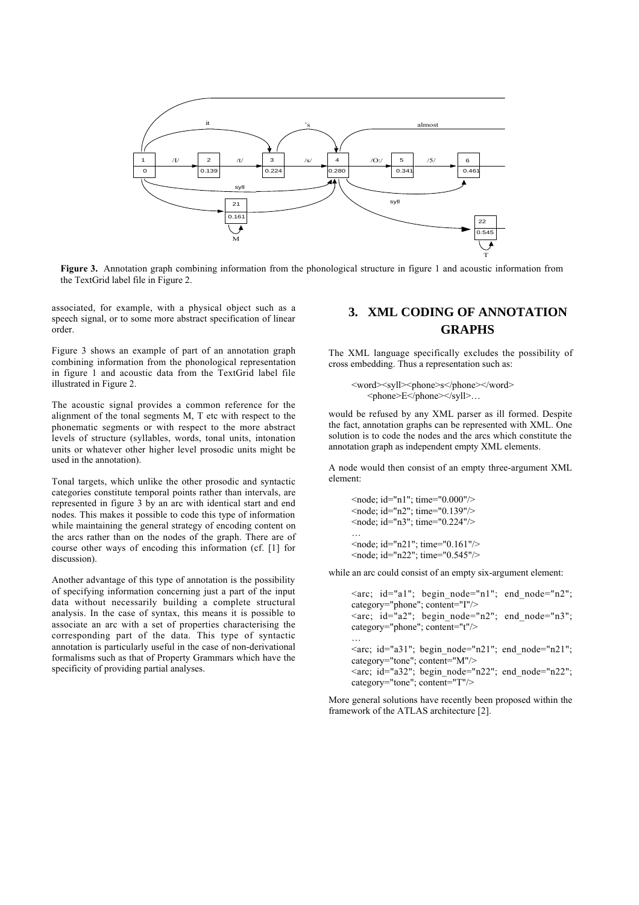**Figure 3.** Annotation graph combining information from the phonological structure in figure 1 and acoustic information from the TextGrid label file in Figure 2.

associated, for example, with a physical object such as a speech signal, or to some more abstract specification of linear order.

Figure 3 shows an example of part of an annotation graph combining information from the phonological representation in figure 1 and acoustic data from the TextGrid label file illustrated in Figure 2.

The acoustic signal provides a common reference for the alignment of the tonal segments M, T etc with respect to the phonematic segments or with respect to the more abstract levels of structure (syllables, words, tonal units, intonation units or whatever other higher level prosodic units might be used in the annotation).

Tonal targets, which unlike the other prosodic and syntactic categories constitute temporal points rather than intervals, are represented in figure 3 by an arc with identical start and end nodes. This makes it possible to code this type of information while maintaining the general strategy of encoding content on the arcs rather than on the nodes of the graph. There are of course other ways of encoding this information (cf. [1] for discussion).

Another advantage of this type of annotation is the possibility of specifying information concerning just a part of the input data without necessarily building a complete structural analysis. In the case of syntax, this means it is possible to associate an arc with a set of properties characterising the corresponding part of the data. This type of syntactic annotation is particularly useful in the case of non-derivational formalisms such as that of Property Grammars which have the specificity of providing partial analyses.

## 3. XML CODING OF ANNOTATION GRAPHS

The XML language specifically excludes the possibility of cross embedding. Thus a representation such as:

```
<word><syll><phone>s</phone></word>
    <phone>E</phone></syll>…
```

would be refused by any XML parser as ill formed. Despite the fact, annotation graphs can be represented with XML. One solution is to code the nodes and the arcs which constitute the annotation graph as independent empty XML elements.

A node would then consist of an empty three-argument XML element:

```
<node; id="n1"; time="0.000"/>
<node; id="n2"; time="0.139"/>
<node; id="n3"; time="0.224"/>
…
<node; id="n21"; time="0.161"/>
<node; id="n22"; time="0.545"/>
```

while an arc could consist of an empty six-argument element:

```
<arc; id="a1"; begin_node="n1"; end_node="n2";
category="phone"; content="I"/>
<arc; id="a2"; begin_node="n2"; end_node="n3";
category="phone"; content="t"/>
…
<arc; id="a31"; begin_node="n21"; end_node="n21";
category="tone"; content="M"/>
<arc; id="a32"; begin_node="n22"; end_node="n22";
category="tone"; content="T"/>
```

More general solutions have recently been proposed within the framework of the ATLAS architecture [2].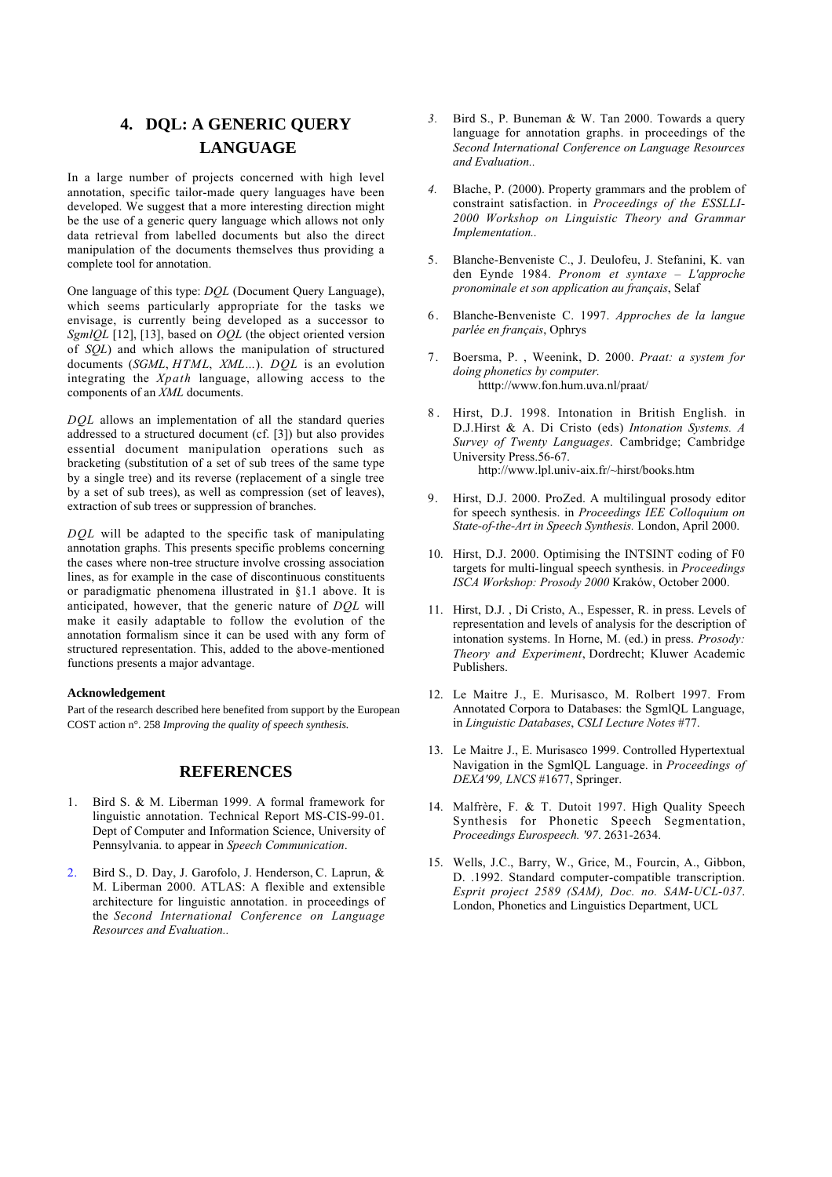## 4. DQL: A GENERIC QUERY LANGUAGE

In a large number of projects concerned with high level annotation, specific tailor-made query languages have been developed. We suggest that a more interesting direction might be the use of a generic query language which allows not only data retrieval from labelled documents but also the direct manipulation of the documents themselves thus providing a complete tool for annotation.

One language of this type: *DQL* (Document Query Language), which seems particularly appropriate for the tasks we envisage, is currently being developed as a successor to *SgmlQL* [12], [13], based on *OQL* (the object oriented version of *SQL*) and which allows the manipulation of structured documents (*SGML*, *HTML*, *XML*…). *DQL* is an evolution integrating the *Xpath* language, allowing access to the components of an *XML* documents.

*DQL* allows an implementation of all the standard queries addressed to a structured document (cf. [3]) but also provides essential document manipulation operations such as bracketing (substitution of a set of sub trees of the same type by a single tree) and its reverse (replacement of a single tree by a set of sub trees), as well as compression (set of leaves), extraction of sub trees or suppression of branches.

*DQL* will be adapted to the specific task of manipulating annotation graphs. This presents specific problems concerning the cases where non-tree structure involve crossing association lines, as for example in the case of discontinuous constituents or paradigmatic phenomena illustrated in §1.1 above. It is anticipated, however, that the generic nature of *DQL* will make it easily adaptable to follow the evolution of the annotation formalism since it can be used with any form of structured representation. This, added to the above-mentioned functions presents a major advantage.

#### Acknowledgement

Part of the research described here benefited from support by the European COST action n°. 258 *Improving the quality of speech synthesis.*

## REFERENCES

1. Bird S. & M. Liberman 1999. A formal framework for linguistic annotation. Technical Report MS-CIS-99-01. Dept of Computer and Information Science, University of Pennsylvania. to appear in *Speech Communication*.
2. Bird S., D. Day, J. Garofolo, J. Henderson, C. Laprun, & M. Liberman 2000. ATLAS: A flexible and extensible architecture for linguistic annotation. in proceedings of the *Second International Conference on Language Resources and Evaluation..*
3. Bird S., P. Buneman & W. Tan 2000. Towards a query language for annotation graphs. in proceedings of the *Second International Conference on Language Resources and Evaluation..*
4. Blache, P. (2000). Property grammars and the problem of constraint satisfaction. in *Proceedings of the ESSLLI-2000 Workshop on Linguistic Theory and Grammar Implementation..*
5. Blanche-Benveniste C., J. Deulofeu, J. Stefanini, K. van den Eynde 1984. *Pronom et syntaxe – L'approche pronominale et son application au français*, Selaf
6. Blanche-Benveniste C. 1997. *Approches de la langue parlée en français*, Ophrys
7. Boersma, P. , Weenink, D. 2000. *Praat: a system for doing phonetics by computer.* htttp://www.fon.hum.uva.nl/praat/
8. Hirst, D.J. 1998. Intonation in British English. in D.J.Hirst & A. Di Cristo (eds) *Intonation Systems. A Survey of Twenty Languages*. Cambridge; Cambridge University Press.56-67. http://www.lpl.univ-aix.fr/~hirst/books.htm
9. Hirst, D.J. 2000. ProZed. A multilingual prosody editor for speech synthesis. in *Proceedings IEE Colloquium on State-of-the-Art in Speech Synthesis.* London, April 2000.
10. Hirst, D.J. 2000. Optimising the INTSINT coding of F0 targets for multi-lingual speech synthesis. in *Proceedings ISCA Workshop: Prosody 2000* Kraków, October 2000.
11. Hirst, D.J. , Di Cristo, A., Espesser, R. in press. Levels of representation and levels of analysis for the description of intonation systems. In Horne, M. (ed.) in press. *Prosody: Theory and Experiment*, Dordrecht; Kluwer Academic Publishers.
12. Le Maitre J., E. Murisasco, M. Rolbert 1997. From Annotated Corpora to Databases: the SgmlQL Language, in *Linguistic Databases*, *CSLI Lecture Notes* #77.
13. Le Maitre J., E. Murisasco 1999. Controlled Hypertextual Navigation in the SgmlQL Language. in *Proceedings of DEXA'99, LNCS* #1677, Springer.
14. Malfrère, F. & T. Dutoit 1997. High Quality Speech Synthesis for Phonetic Speech Segmentation, *Proceedings Eurospeech. '97*. 2631-2634.
15. Wells, J.C., Barry, W., Grice, M., Fourcin, A., Gibbon, D. .1992. Standard computer-compatible transcription. *Esprit project 2589 (SAM), Doc. no. SAM-UCL-037*. London, Phonetics and Linguistics Department, UCL